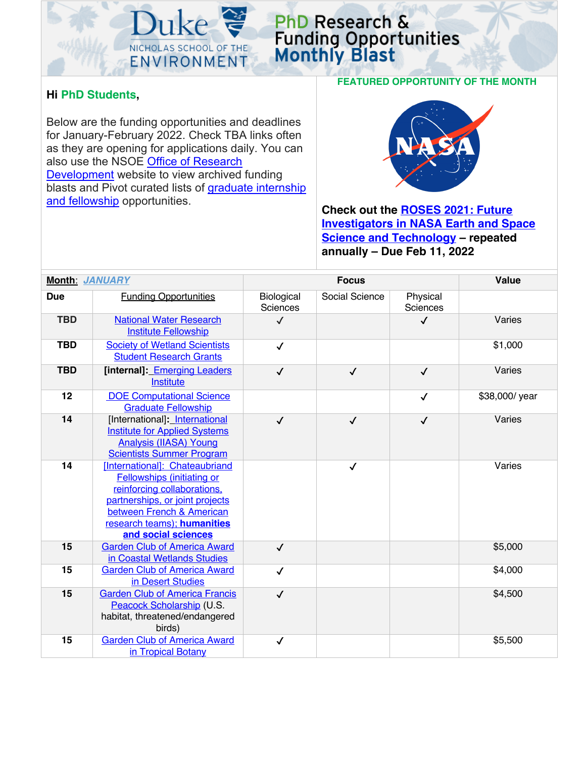# PhD Research & Funding Opportunities Monthly Blast

Duke NICHOLAS SCHOOL OF THE ENVIRONMENT

Hi **PhD Students**,

Below are the funding opportunities and deadlines for January-February 2022. Check TBA links often as they are opening for applications daily. You can also use the NSOE Office of Research Development website to view archived funding blasts and Pivot curated lists of graduate internship and fellowship opportunities.

**FEATURED OPPORTUNITY OF THE MONTH**

**Check out the ROSES 2021: Future Investigators in NASA Earth and Space Science and Technology – repeated annually – Due Feb 11, 2022**

| **Month:** ***JANUARY*** | | **Focus** | | | **Value** |
|---|---|---|---|---|---|
| **Due** | Funding Opportunities | Biological Sciences | Social Science | Physical Sciences | |
| **TBD** | National Water Research Institute Fellowship | ✓ | | ✓ | Varies |
| **TBD** | Society of Wetland Scientists Student Research Grants | ✓ | | | $1,000 |
| **TBD** | **[internal]:** Emerging Leaders Institute | ✓ | ✓ | ✓ | Varies |
| **12** | DOE Computational Science Graduate Fellowship | | | ✓ | $38,000/ year |
| **14** | [International]**:** International Institute for Applied Systems Analysis (IIASA) Young Scientists Summer Program | ✓ | ✓ | ✓ | Varies |
| **14** | [International]: Chateaubriand Fellowships (initiating or reinforcing collaborations, partnerships, or joint projects between French & American research teams); **humanities and social sciences** | | ✓ | | Varies |
| **15** | Garden Club of America Award in Coastal Wetlands Studies | ✓ | | | $5,000 |
| **15** | Garden Club of America Award in Desert Studies | ✓ | | | $4,000 |
| **15** | Garden Club of America Francis Peacock Scholarship (U.S. habitat, threatened/endangered birds) | ✓ | | | $4,500 |
| **15** | Garden Club of America Award in Tropical Botany | ✓ | | | $5,500 |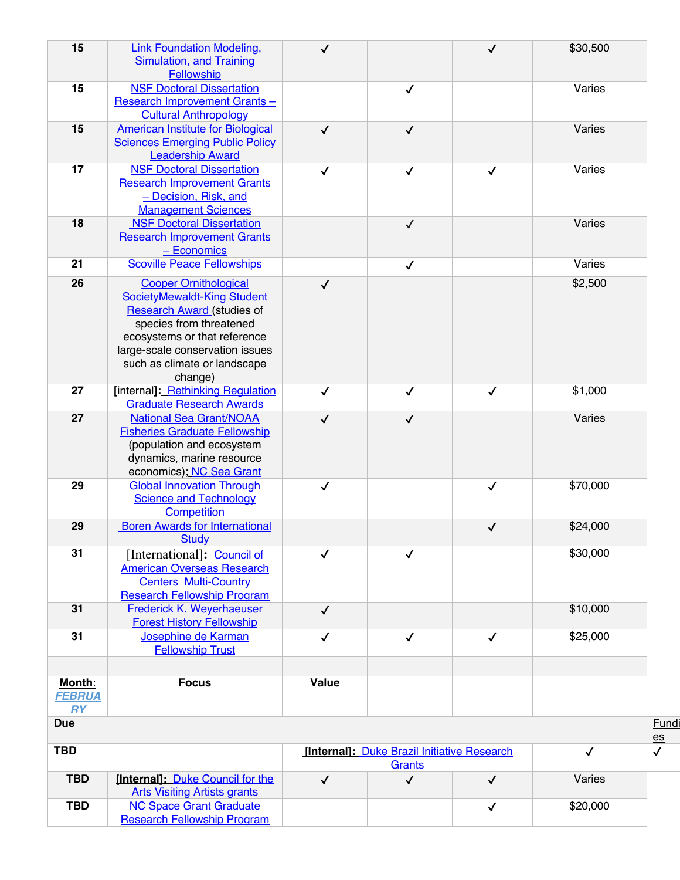| | | | | | |
|---|---|---|---|---|---|
| 15 | Link Foundation Modeling, Simulation, and Training Fellowship | ✓ | | ✓ | $30,500 |
| 15 | NSF Doctoral Dissertation Research Improvement Grants – Cultural Anthropology | | ✓ | | Varies |
| 15 | American Institute for Biological Sciences Emerging Public Policy Leadership Award | ✓ | ✓ | | Varies |
| 17 | NSF Doctoral Dissertation Research Improvement Grants – Decision, Risk, and Management Sciences | ✓ | ✓ | ✓ | Varies |
| 18 | NSF Doctoral Dissertation Research Improvement Grants – Economics | | ✓ | | Varies |
| 21 | Scoville Peace Fellowships | | ✓ | | Varies |
| 26 | Cooper Ornithological SocietyMewaldt-King Student Research Award (studies of species from threatened ecosystems or that reference large-scale conservation issues such as climate or landscape change) | ✓ | | | $2,500 |
| 27 | [internal]: Rethinking Regulation Graduate Research Awards | ✓ | ✓ | ✓ | $1,000 |
| 27 | National Sea Grant/NOAA Fisheries Graduate Fellowship (population and ecosystem dynamics, marine resource economics); NC Sea Grant | ✓ | ✓ | | Varies |
| 29 | Global Innovation Through Science and Technology Competition | ✓ | | ✓ | $70,000 |
| 29 | Boren Awards for International Study | | | ✓ | $24,000 |
| 31 | [International]: Council of American Overseas Research Centers Multi-Country Research Fellowship Program | ✓ | ✓ | | $30,000 |
| 31 | Frederick K. Weyerhaeuser Forest History Fellowship | ✓ | | | $10,000 |
| 31 | Josephine de Karman Fellowship Trust | ✓ | ✓ | ✓ | $25,000 |
| | | | | | |
| Month: FEBRUARY | Focus | Value | | | |
| Due | | | | | Funding Sources |
| TBD | | [Internal]: Duke Brazil Initiative Research Grants | | ✓ | ✓ |
| TBD | [Internal]: Duke Council for the Arts Visiting Artists grants | ✓ | ✓ | ✓ | Varies |
| TBD | NC Space Grant Graduate Research Fellowship Program | | | ✓ | $20,000 |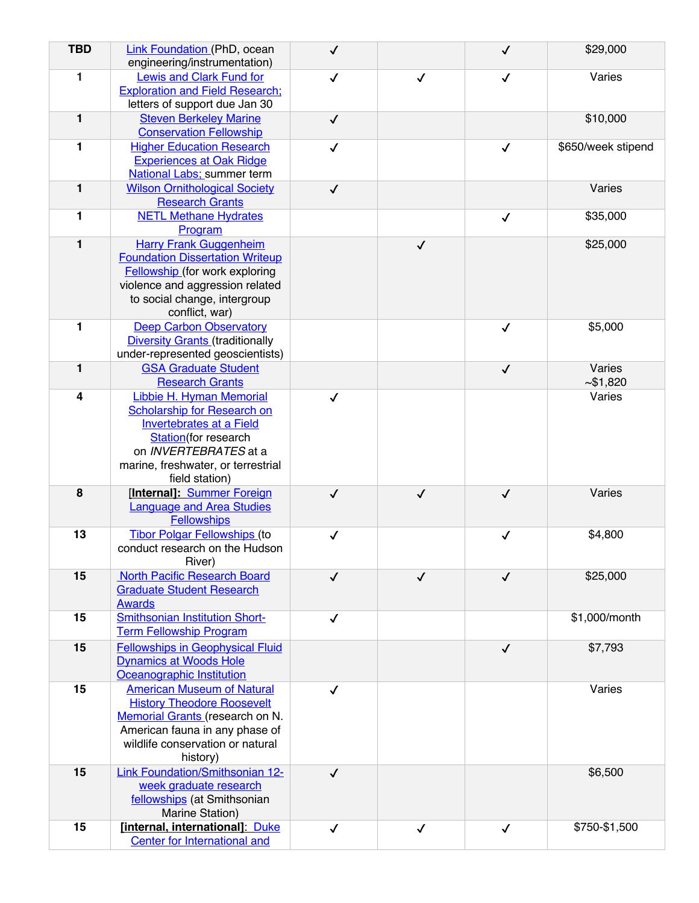| | | | | | |
|---|---|---|---|---|---|
| **TBD** | Link Foundation (PhD, ocean engineering/instrumentation) | ✓ | | ✓ | $29,000 |
| **1** | Lewis and Clark Fund for Exploration and Field Research; letters of support due Jan 30 | ✓ | ✓ | ✓ | Varies |
| **1** | Steven Berkeley Marine Conservation Fellowship | ✓ | | | $10,000 |
| **1** | Higher Education Research Experiences at Oak Ridge National Labs; summer term | ✓ | | ✓ | $650/week stipend |
| **1** | Wilson Ornithological Society Research Grants | ✓ | | | Varies |
| **1** | NETL Methane Hydrates Program | | | ✓ | $35,000 |
| **1** | Harry Frank Guggenheim Foundation Dissertation Writeup Fellowship (for work exploring violence and aggression related to social change, intergroup conflict, war) | | ✓ | | $25,000 |
| **1** | Deep Carbon Observatory Diversity Grants (traditionally under-represented geoscientists) | | | ✓ | $5,000 |
| **1** | GSA Graduate Student Research Grants | | | ✓ | Varies ~$1,820 |
| **4** | Libbie H. Hyman Memorial Scholarship for Research on Invertebrates at a Field Station(for research on *INVERTEBRATES* at a marine, freshwater, or terrestrial field station) | ✓ | | | Varies |
| **8** | [**Internal]:** Summer Foreign Language and Area Studies Fellowships | ✓ | ✓ | ✓ | Varies |
| **13** | Tibor Polgar Fellowships (to conduct research on the Hudson River) | ✓ | | ✓ | $4,800 |
| **15** | North Pacific Research Board Graduate Student Research Awards | ✓ | ✓ | ✓ | $25,000 |
| **15** | Smithsonian Institution Short-Term Fellowship Program | ✓ | | | $1,000/month |
| **15** | Fellowships in Geophysical Fluid Dynamics at Woods Hole Oceanographic Institution | | | ✓ | $7,793 |
| **15** | American Museum of Natural History Theodore Roosevelt Memorial Grants (research on N. American fauna in any phase of wildlife conservation or natural history) | ✓ | | | Varies |
| **15** | Link Foundation/Smithsonian 12-week graduate research fellowships (at Smithsonian Marine Station) | ✓ | | | $6,500 |
| **15** | **[internal, international]**: Duke Center for International and | ✓ | ✓ | ✓ | $750-$1,500 |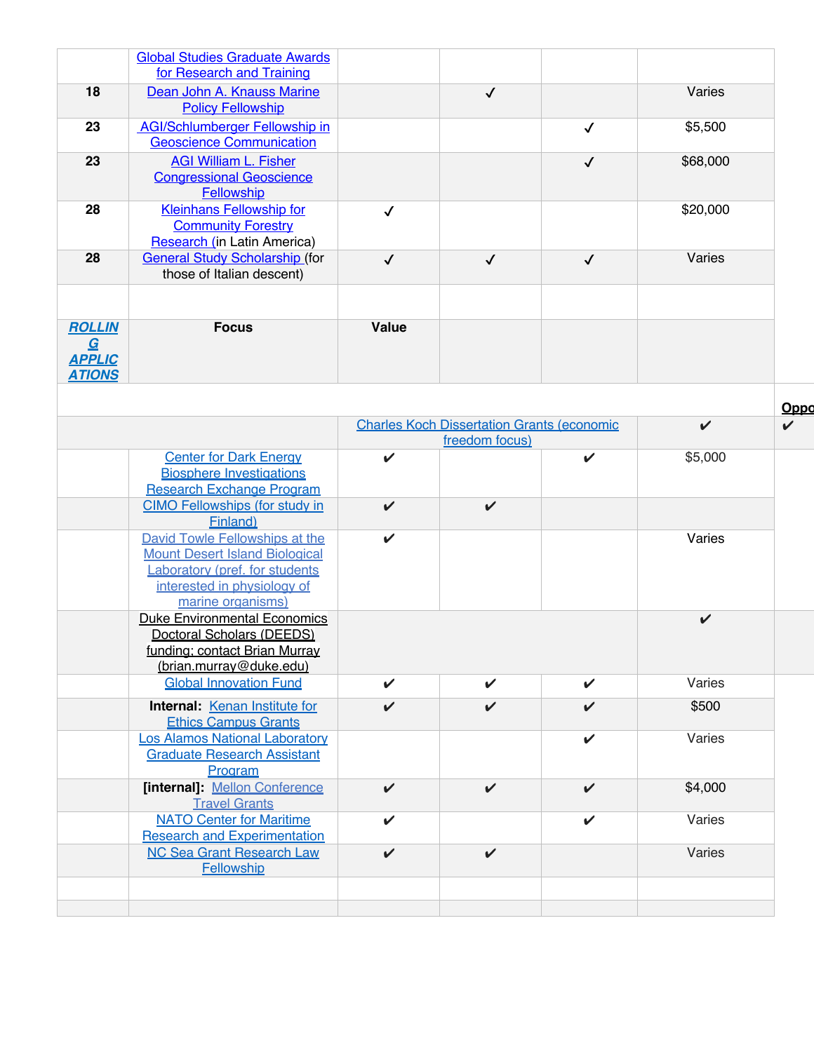| | | | | | |
|---|---|---|---|---|---|
| | Global Studies Graduate Awards for Research and Training | | | | |
| 18 | Dean John A. Knauss Marine Policy Fellowship | | ✓ | | Varies |
| 23 | AGI/Schlumberger Fellowship in Geoscience Communication | | | ✓ | $5,500 |
| 23 | AGI William L. Fisher Congressional Geoscience Fellowship | | | ✓ | $68,000 |
| 28 | Kleinhans Fellowship for Community Forestry Research (in Latin America) | ✓ | | | $20,000 |
| 28 | General Study Scholarship (for those of Italian descent) | ✓ | ✓ | ✓ | Varies |
| | | | | | |
| ***ROLLING APPLICATIONS*** | **Focus** | **Value** | | | |
| | | | | | |
| | | Charles Koch Dissertation Grants (economic freedom focus) | | | ✔ |
| | Center for Dark Energy Biosphere Investigations Research Exchange Program | ✔ | | ✔ | $5,000 |
| | CIMO Fellowships (for study in Finland) | ✔ | ✔ | | |
| | David Towle Fellowships at the Mount Desert Island Biological Laboratory (pref. for students interested in physiology of marine organisms) | ✔ | | | Varies |
| | Duke Environmental Economics Doctoral Scholars (DEEDS) funding: contact Brian Murray (brian.murray@duke.edu) | | | | ✔ |
| | Global Innovation Fund | ✔ | ✔ | ✔ | Varies |
| | **Internal:** Kenan Institute for Ethics Campus Grants | ✔ | ✔ | ✔ | $500 |
| | Los Alamos National Laboratory Graduate Research Assistant Program | | | ✔ | Varies |
| | **[internal]:** Mellon Conference Travel Grants | ✔ | ✔ | ✔ | $4,000 |
| | NATO Center for Maritime Research and Experimentation | ✔ | | ✔ | Varies |
| | NC Sea Grant Research Law Fellowship | ✔ | ✔ | | Varies |
| | | | | | |
| | | | | | |

**Oppo** ✔